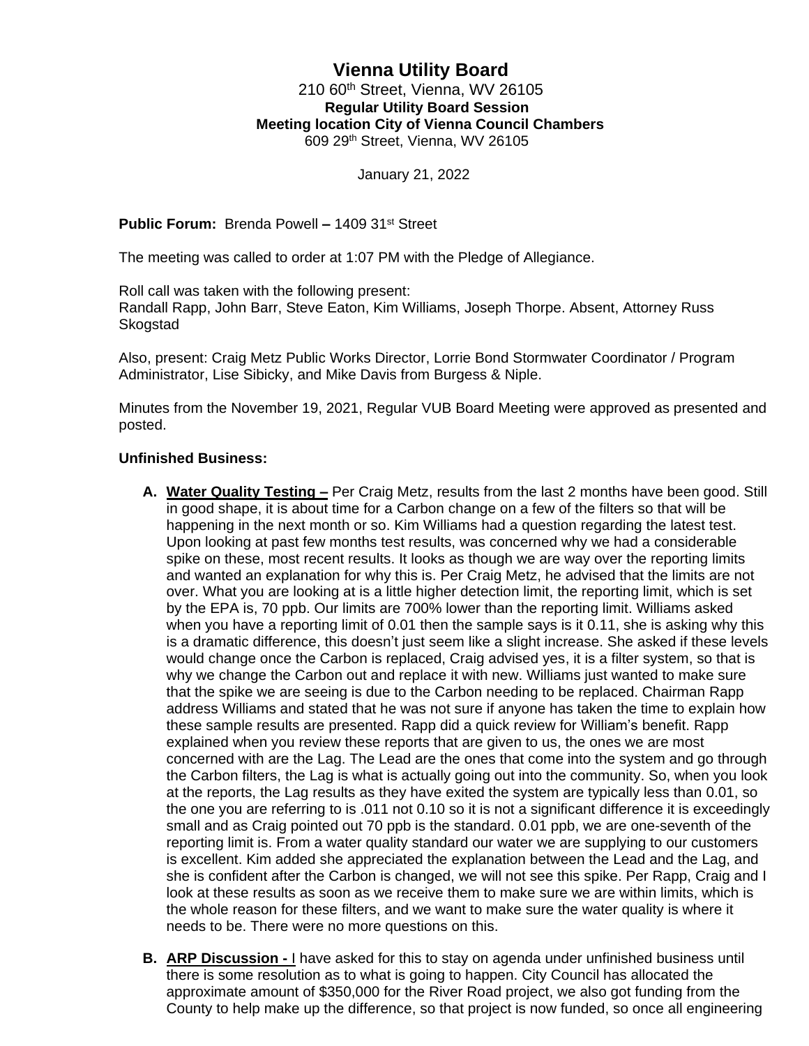# Vienna Utility Board

210 60th Street, Vienna, WV 26105

**Regular Utility Board Session**

**Meeting location City of Vienna Council Chambers**

609 29th Street, Vienna, WV 26105

January 21, 2022

**Public Forum:** Brenda Powell **–** 1409 31st Street

The meeting was called to order at 1:07 PM with the Pledge of Allegiance.

Roll call was taken with the following present:
Randall Rapp, John Barr, Steve Eaton, Kim Williams, Joseph Thorpe. Absent, Attorney Russ Skogstad

Also, present: Craig Metz Public Works Director, Lorrie Bond Stormwater Coordinator / Program Administrator, Lise Sibicky, and Mike Davis from Burgess & Niple.

Minutes from the November 19, 2021, Regular VUB Board Meeting were approved as presented and posted.

**Unfinished Business:**

A. **<u>Water Quality Testing –</u>** Per Craig Metz, results from the last 2 months have been good. Still in good shape, it is about time for a Carbon change on a few of the filters so that will be happening in the next month or so. Kim Williams had a question regarding the latest test. Upon looking at past few months test results, was concerned why we had a considerable spike on these, most recent results. It looks as though we are way over the reporting limits and wanted an explanation for why this is. Per Craig Metz, he advised that the limits are not over. What you are looking at is a little higher detection limit, the reporting limit, which is set by the EPA is, 70 ppb. Our limits are 700% lower than the reporting limit. Williams asked when you have a reporting limit of 0.01 then the sample says is it 0.11, she is asking why this is a dramatic difference, this doesn't just seem like a slight increase. She asked if these levels would change once the Carbon is replaced, Craig advised yes, it is a filter system, so that is why we change the Carbon out and replace it with new. Williams just wanted to make sure that the spike we are seeing is due to the Carbon needing to be replaced. Chairman Rapp address Williams and stated that he was not sure if anyone has taken the time to explain how these sample results are presented. Rapp did a quick review for William's benefit. Rapp explained when you review these reports that are given to us, the ones we are most concerned with are the Lag. The Lead are the ones that come into the system and go through the Carbon filters, the Lag is what is actually going out into the community. So, when you look at the reports, the Lag results as they have exited the system are typically less than 0.01, so the one you are referring to is .011 not 0.10 so it is not a significant difference it is exceedingly small and as Craig pointed out 70 ppb is the standard. 0.01 ppb, we are one-seventh of the reporting limit is. From a water quality standard our water we are supplying to our customers is excellent. Kim added she appreciated the explanation between the Lead and the Lag, and she is confident after the Carbon is changed, we will not see this spike. Per Rapp, Craig and I look at these results as soon as we receive them to make sure we are within limits, which is the whole reason for these filters, and we want to make sure the water quality is where it needs to be. There were no more questions on this.

B. **<u>ARP Discussion -</u>** I have asked for this to stay on agenda under unfinished business until there is some resolution as to what is going to happen. City Council has allocated the approximate amount of $350,000 for the River Road project, we also got funding from the County to help make up the difference, so that project is now funded, so once all engineering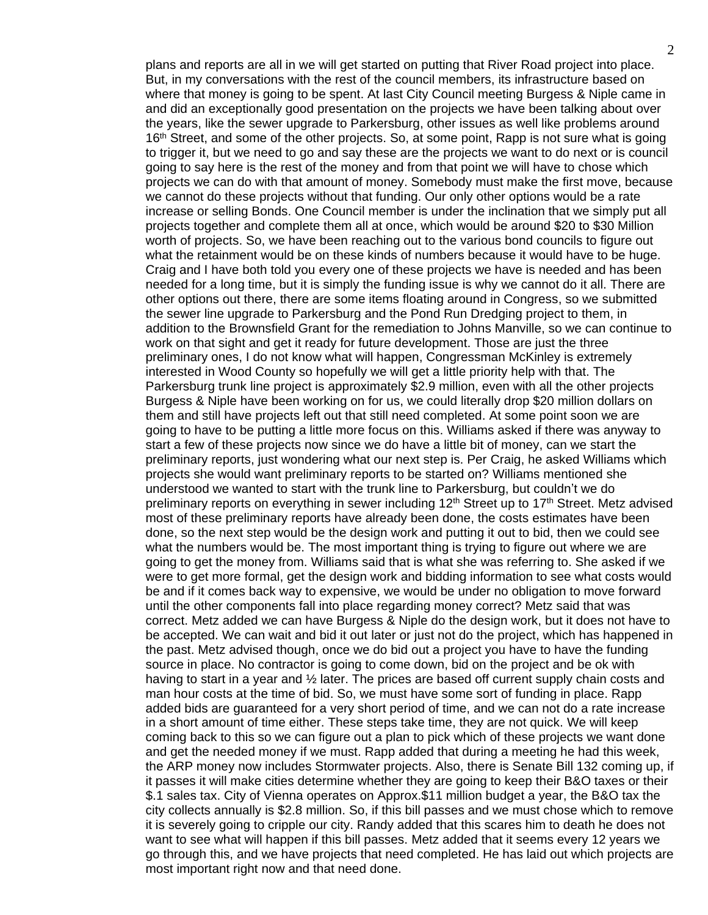plans and reports are all in we will get started on putting that River Road project into place. But, in my conversations with the rest of the council members, its infrastructure based on where that money is going to be spent. At last City Council meeting Burgess & Niple came in and did an exceptionally good presentation on the projects we have been talking about over the years, like the sewer upgrade to Parkersburg, other issues as well like problems around 16th Street, and some of the other projects. So, at some point, Rapp is not sure what is going to trigger it, but we need to go and say these are the projects we want to do next or is council going to say here is the rest of the money and from that point we will have to chose which projects we can do with that amount of money. Somebody must make the first move, because we cannot do these projects without that funding. Our only other options would be a rate increase or selling Bonds. One Council member is under the inclination that we simply put all projects together and complete them all at once, which would be around $20 to $30 Million worth of projects. So, we have been reaching out to the various bond councils to figure out what the retainment would be on these kinds of numbers because it would have to be huge. Craig and I have both told you every one of these projects we have is needed and has been needed for a long time, but it is simply the funding issue is why we cannot do it all. There are other options out there, there are some items floating around in Congress, so we submitted the sewer line upgrade to Parkersburg and the Pond Run Dredging project to them, in addition to the Brownsfield Grant for the remediation to Johns Manville, so we can continue to work on that sight and get it ready for future development. Those are just the three preliminary ones, I do not know what will happen, Congressman McKinley is extremely interested in Wood County so hopefully we will get a little priority help with that. The Parkersburg trunk line project is approximately $2.9 million, even with all the other projects Burgess & Niple have been working on for us, we could literally drop $20 million dollars on them and still have projects left out that still need completed. At some point soon we are going to have to be putting a little more focus on this. Williams asked if there was anyway to start a few of these projects now since we do have a little bit of money, can we start the preliminary reports, just wondering what our next step is. Per Craig, he asked Williams which projects she would want preliminary reports to be started on? Williams mentioned she understood we wanted to start with the trunk line to Parkersburg, but couldn't we do preliminary reports on everything in sewer including 12th Street up to 17th Street. Metz advised most of these preliminary reports have already been done, the costs estimates have been done, so the next step would be the design work and putting it out to bid, then we could see what the numbers would be. The most important thing is trying to figure out where we are going to get the money from. Williams said that is what she was referring to. She asked if we were to get more formal, get the design work and bidding information to see what costs would be and if it comes back way to expensive, we would be under no obligation to move forward until the other components fall into place regarding money correct? Metz said that was correct. Metz added we can have Burgess & Niple do the design work, but it does not have to be accepted. We can wait and bid it out later or just not do the project, which has happened in the past. Metz advised though, once we do bid out a project you have to have the funding source in place. No contractor is going to come down, bid on the project and be ok with having to start in a year and ½ later. The prices are based off current supply chain costs and man hour costs at the time of bid. So, we must have some sort of funding in place. Rapp added bids are guaranteed for a very short period of time, and we can not do a rate increase in a short amount of time either. These steps take time, they are not quick. We will keep coming back to this so we can figure out a plan to pick which of these projects we want done and get the needed money if we must. Rapp added that during a meeting he had this week, the ARP money now includes Stormwater projects. Also, there is Senate Bill 132 coming up, if it passes it will make cities determine whether they are going to keep their B&O taxes or their $.1 sales tax. City of Vienna operates on Approx.$11 million budget a year, the B&O tax the city collects annually is $2.8 million. So, if this bill passes and we must chose which to remove it is severely going to cripple our city. Randy added that this scares him to death he does not want to see what will happen if this bill passes. Metz added that it seems every 12 years we go through this, and we have projects that need completed. He has laid out which projects are most important right now and that need done.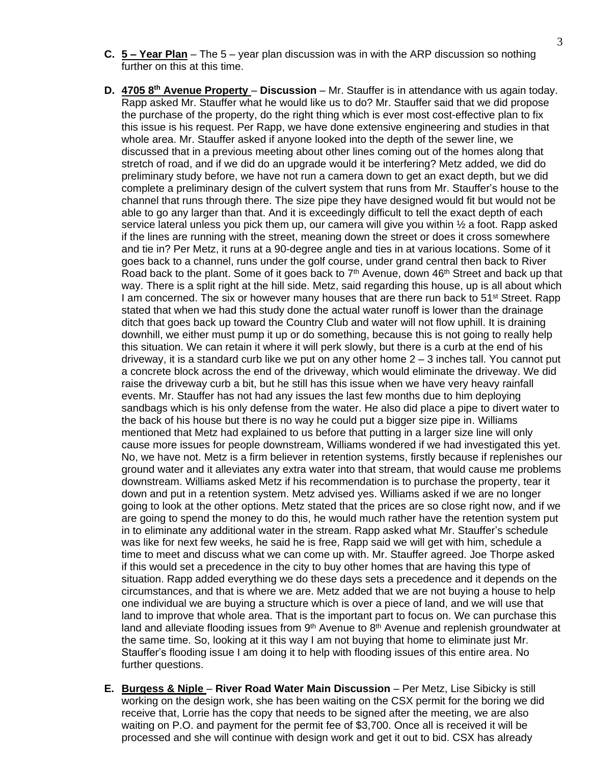**C. <u>5 – Year Plan</u>** – The 5 – year plan discussion was in with the ARP discussion so nothing further on this at this time.

**D. <u>4705 8th Avenue Property</u> – Discussion** – Mr. Stauffer is in attendance with us again today. Rapp asked Mr. Stauffer what he would like us to do? Mr. Stauffer said that we did propose the purchase of the property, do the right thing which is ever most cost-effective plan to fix this issue is his request. Per Rapp, we have done extensive engineering and studies in that whole area. Mr. Stauffer asked if anyone looked into the depth of the sewer line, we discussed that in a previous meeting about other lines coming out of the homes along that stretch of road, and if we did do an upgrade would it be interfering? Metz added, we did do preliminary study before, we have not run a camera down to get an exact depth, but we did complete a preliminary design of the culvert system that runs from Mr. Stauffer's house to the channel that runs through there. The size pipe they have designed would fit but would not be able to go any larger than that. And it is exceedingly difficult to tell the exact depth of each service lateral unless you pick them up, our camera will give you within ½ a foot. Rapp asked if the lines are running with the street, meaning down the street or does it cross somewhere and tie in? Per Metz, it runs at a 90-degree angle and ties in at various locations. Some of it goes back to a channel, runs under the golf course, under grand central then back to River Road back to the plant. Some of it goes back to 7th Avenue, down 46th Street and back up that way. There is a split right at the hill side. Metz, said regarding this house, up is all about which I am concerned. The six or however many houses that are there run back to 51st Street. Rapp stated that when we had this study done the actual water runoff is lower than the drainage ditch that goes back up toward the Country Club and water will not flow uphill. It is draining downhill, we either must pump it up or do something, because this is not going to really help this situation. We can retain it where it will perk slowly, but there is a curb at the end of his driveway, it is a standard curb like we put on any other home 2 – 3 inches tall. You cannot put a concrete block across the end of the driveway, which would eliminate the driveway. We did raise the driveway curb a bit, but he still has this issue when we have very heavy rainfall events. Mr. Stauffer has not had any issues the last few months due to him deploying sandbags which is his only defense from the water. He also did place a pipe to divert water to the back of his house but there is no way he could put a bigger size pipe in. Williams mentioned that Metz had explained to us before that putting in a larger size line will only cause more issues for people downstream, Williams wondered if we had investigated this yet. No, we have not. Metz is a firm believer in retention systems, firstly because if replenishes our ground water and it alleviates any extra water into that stream, that would cause me problems downstream. Williams asked Metz if his recommendation is to purchase the property, tear it down and put in a retention system. Metz advised yes. Williams asked if we are no longer going to look at the other options. Metz stated that the prices are so close right now, and if we are going to spend the money to do this, he would much rather have the retention system put in to eliminate any additional water in the stream. Rapp asked what Mr. Stauffer's schedule was like for next few weeks, he said he is free, Rapp said we will get with him, schedule a time to meet and discuss what we can come up with. Mr. Stauffer agreed. Joe Thorpe asked if this would set a precedence in the city to buy other homes that are having this type of situation. Rapp added everything we do these days sets a precedence and it depends on the circumstances, and that is where we are. Metz added that we are not buying a house to help one individual we are buying a structure which is over a piece of land, and we will use that land to improve that whole area. That is the important part to focus on. We can purchase this land and alleviate flooding issues from 9th Avenue to 8th Avenue and replenish groundwater at the same time. So, looking at it this way I am not buying that home to eliminate just Mr. Stauffer's flooding issue I am doing it to help with flooding issues of this entire area. No further questions.

**E. <u>Burgess & Niple</u> – River Road Water Main Discussion** – Per Metz, Lise Sibicky is still working on the design work, she has been waiting on the CSX permit for the boring we did receive that, Lorrie has the copy that needs to be signed after the meeting, we are also waiting on P.O. and payment for the permit fee of $3,700. Once all is received it will be processed and she will continue with design work and get it out to bid. CSX has already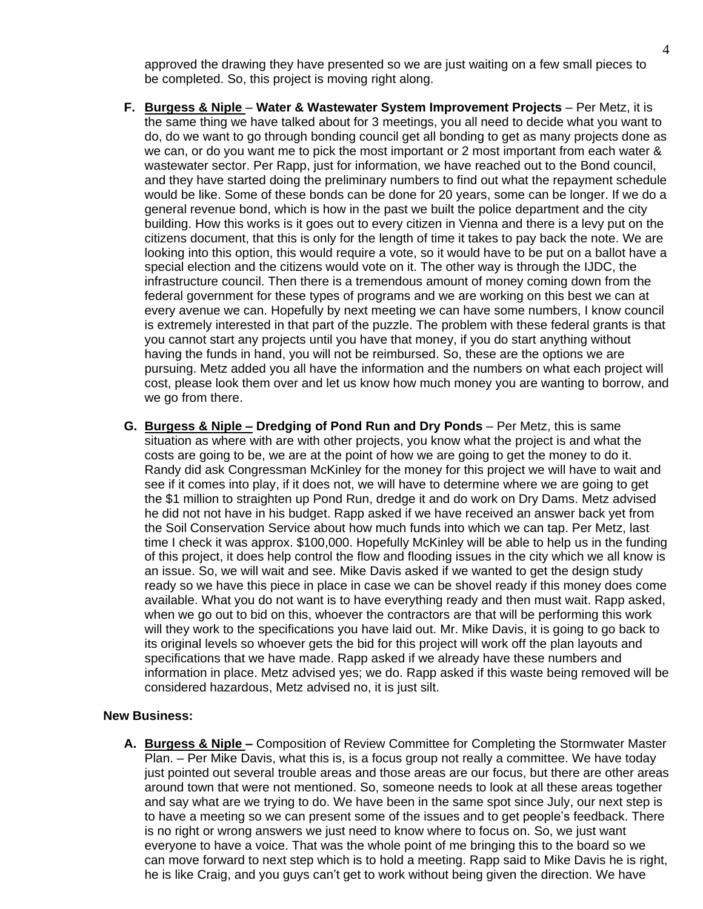approved the drawing they have presented so we are just waiting on a few small pieces to be completed. So, this project is moving right along.

F. **Burgess & Niple** – **Water & Wastewater System Improvement Projects** – Per Metz, it is the same thing we have talked about for 3 meetings, you all need to decide what you want to do, do we want to go through bonding council get all bonding to get as many projects done as we can, or do you want me to pick the most important or 2 most important from each water & wastewater sector. Per Rapp, just for information, we have reached out to the Bond council, and they have started doing the preliminary numbers to find out what the repayment schedule would be like. Some of these bonds can be done for 20 years, some can be longer. If we do a general revenue bond, which is how in the past we built the police department and the city building. How this works is it goes out to every citizen in Vienna and there is a levy put on the citizens document, that this is only for the length of time it takes to pay back the note. We are looking into this option, this would require a vote, so it would have to be put on a ballot have a special election and the citizens would vote on it. The other way is through the IJDC, the infrastructure council. Then there is a tremendous amount of money coming down from the federal government for these types of programs and we are working on this best we can at every avenue we can. Hopefully by next meeting we can have some numbers, I know council is extremely interested in that part of the puzzle. The problem with these federal grants is that you cannot start any projects until you have that money, if you do start anything without having the funds in hand, you will not be reimbursed. So, these are the options we are pursuing. Metz added you all have the information and the numbers on what each project will cost, please look them over and let us know how much money you are wanting to borrow, and we go from there.

G. **Burgess & Niple –** **Dredging of Pond Run and Dry Ponds** – Per Metz, this is same situation as where with are with other projects, you know what the project is and what the costs are going to be, we are at the point of how we are going to get the money to do it. Randy did ask Congressman McKinley for the money for this project we will have to wait and see if it comes into play, if it does not, we will have to determine where we are going to get the $1 million to straighten up Pond Run, dredge it and do work on Dry Dams. Metz advised he did not not have in his budget. Rapp asked if we have received an answer back yet from the Soil Conservation Service about how much funds into which we can tap. Per Metz, last time I check it was approx. $100,000. Hopefully McKinley will be able to help us in the funding of this project, it does help control the flow and flooding issues in the city which we all know is an issue. So, we will wait and see. Mike Davis asked if we wanted to get the design study ready so we have this piece in place in case we can be shovel ready if this money does come available. What you do not want is to have everything ready and then must wait. Rapp asked, when we go out to bid on this, whoever the contractors are that will be performing this work will they work to the specifications you have laid out. Mr. Mike Davis, it is going to go back to its original levels so whoever gets the bid for this project will work off the plan layouts and specifications that we have made. Rapp asked if we already have these numbers and information in place. Metz advised yes; we do. Rapp asked if this waste being removed will be considered hazardous, Metz advised no, it is just silt.

**New Business:**

A. **Burgess & Niple –** Composition of Review Committee for Completing the Stormwater Master Plan. – Per Mike Davis, what this is, is a focus group not really a committee. We have today just pointed out several trouble areas and those areas are our focus, but there are other areas around town that were not mentioned. So, someone needs to look at all these areas together and say what are we trying to do. We have been in the same spot since July, our next step is to have a meeting so we can present some of the issues and to get people's feedback. There is no right or wrong answers we just need to know where to focus on. So, we just want everyone to have a voice. That was the whole point of me bringing this to the board so we can move forward to next step which is to hold a meeting. Rapp said to Mike Davis he is right, he is like Craig, and you guys can't get to work without being given the direction. We have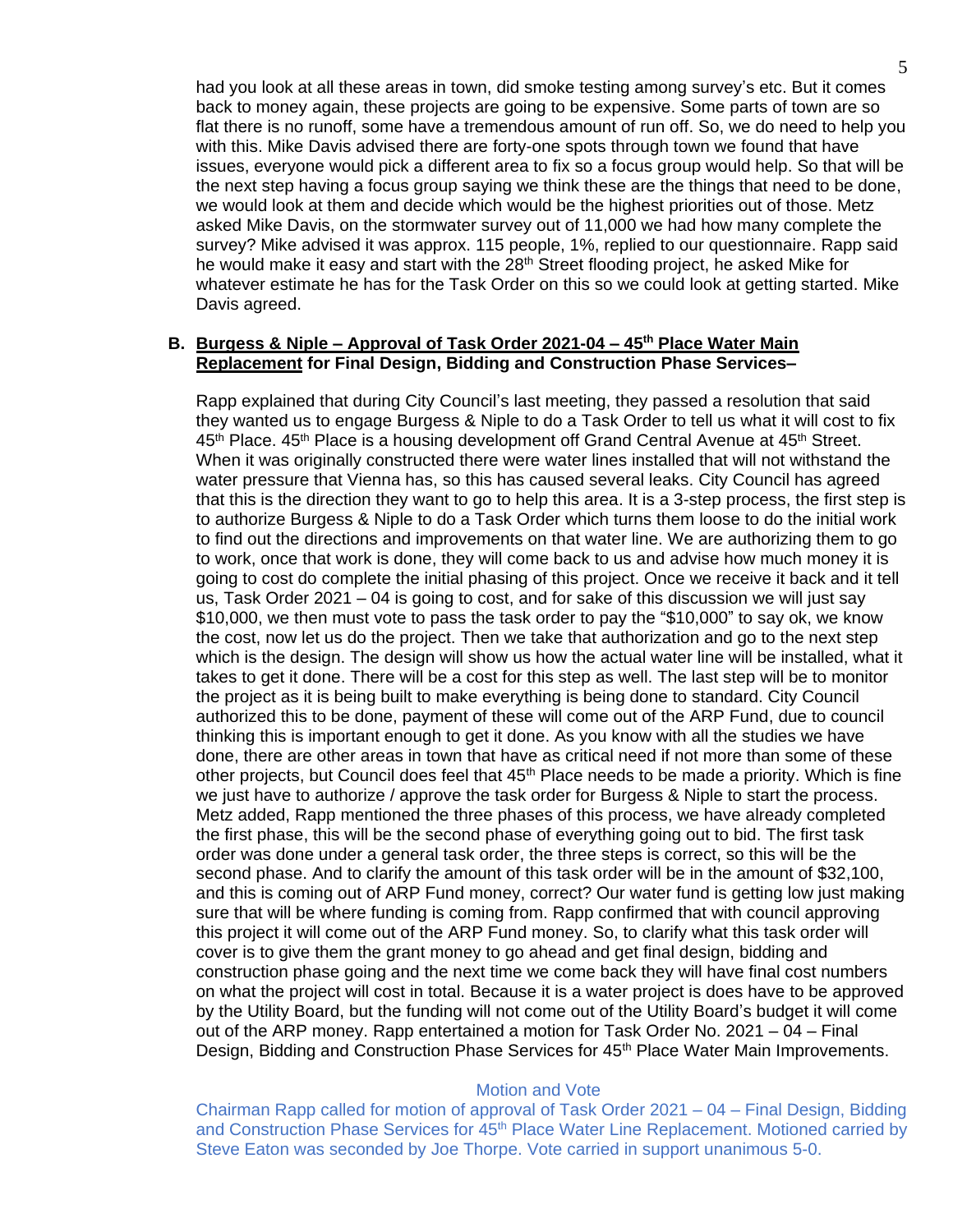had you look at all these areas in town, did smoke testing among survey's etc. But it comes back to money again, these projects are going to be expensive. Some parts of town are so flat there is no runoff, some have a tremendous amount of run off. So, we do need to help you with this. Mike Davis advised there are forty-one spots through town we found that have issues, everyone would pick a different area to fix so a focus group would help. So that will be the next step having a focus group saying we think these are the things that need to be done, we would look at them and decide which would be the highest priorities out of those. Metz asked Mike Davis, on the stormwater survey out of 11,000 we had how many complete the survey? Mike advised it was approx. 115 people, 1%, replied to our questionnaire. Rapp said he would make it easy and start with the 28th Street flooding project, he asked Mike for whatever estimate he has for the Task Order on this so we could look at getting started. Mike Davis agreed.

**B. <u>Burgess & Niple – Approval of Task Order 2021-04 – 45th Place Water Main Replacement</u> for Final Design, Bidding and Construction Phase Services–**

Rapp explained that during City Council's last meeting, they passed a resolution that said they wanted us to engage Burgess & Niple to do a Task Order to tell us what it will cost to fix 45th Place. 45th Place is a housing development off Grand Central Avenue at 45th Street. When it was originally constructed there were water lines installed that will not withstand the water pressure that Vienna has, so this has caused several leaks. City Council has agreed that this is the direction they want to go to help this area. It is a 3-step process, the first step is to authorize Burgess & Niple to do a Task Order which turns them loose to do the initial work to find out the directions and improvements on that water line. We are authorizing them to go to work, once that work is done, they will come back to us and advise how much money it is going to cost do complete the initial phasing of this project. Once we receive it back and it tell us, Task Order 2021 – 04 is going to cost, and for sake of this discussion we will just say $10,000, we then must vote to pass the task order to pay the "$10,000" to say ok, we know the cost, now let us do the project. Then we take that authorization and go to the next step which is the design. The design will show us how the actual water line will be installed, what it takes to get it done. There will be a cost for this step as well. The last step will be to monitor the project as it is being built to make everything is being done to standard. City Council authorized this to be done, payment of these will come out of the ARP Fund, due to council thinking this is important enough to get it done. As you know with all the studies we have done, there are other areas in town that have as critical need if not more than some of these other projects, but Council does feel that 45th Place needs to be made a priority. Which is fine we just have to authorize / approve the task order for Burgess & Niple to start the process. Metz added, Rapp mentioned the three phases of this process, we have already completed the first phase, this will be the second phase of everything going out to bid. The first task order was done under a general task order, the three steps is correct, so this will be the second phase. And to clarify the amount of this task order will be in the amount of $32,100, and this is coming out of ARP Fund money, correct? Our water fund is getting low just making sure that will be where funding is coming from. Rapp confirmed that with council approving this project it will come out of the ARP Fund money. So, to clarify what this task order will cover is to give them the grant money to go ahead and get final design, bidding and construction phase going and the next time we come back they will have final cost numbers on what the project will cost in total. Because it is a water project is does have to be approved by the Utility Board, but the funding will not come out of the Utility Board's budget it will come out of the ARP money. Rapp entertained a motion for Task Order No. 2021 – 04 – Final Design, Bidding and Construction Phase Services for 45th Place Water Main Improvements.

Motion and Vote

Chairman Rapp called for motion of approval of Task Order 2021 – 04 – Final Design, Bidding and Construction Phase Services for 45th Place Water Line Replacement. Motioned carried by Steve Eaton was seconded by Joe Thorpe. Vote carried in support unanimous 5-0.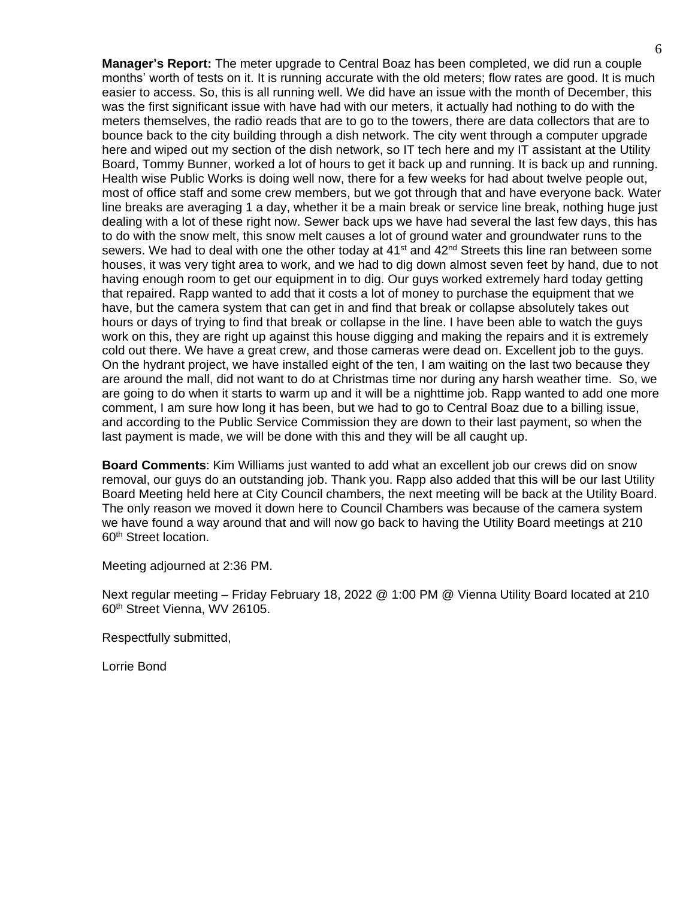**Manager's Report:** The meter upgrade to Central Boaz has been completed, we did run a couple months' worth of tests on it. It is running accurate with the old meters; flow rates are good. It is much easier to access. So, this is all running well. We did have an issue with the month of December, this was the first significant issue with have had with our meters, it actually had nothing to do with the meters themselves, the radio reads that are to go to the towers, there are data collectors that are to bounce back to the city building through a dish network. The city went through a computer upgrade here and wiped out my section of the dish network, so IT tech here and my IT assistant at the Utility Board, Tommy Bunner, worked a lot of hours to get it back up and running. It is back up and running. Health wise Public Works is doing well now, there for a few weeks for had about twelve people out, most of office staff and some crew members, but we got through that and have everyone back. Water line breaks are averaging 1 a day, whether it be a main break or service line break, nothing huge just dealing with a lot of these right now. Sewer back ups we have had several the last few days, this has to do with the snow melt, this snow melt causes a lot of ground water and groundwater runs to the sewers. We had to deal with one the other today at 41st and 42nd Streets this line ran between some houses, it was very tight area to work, and we had to dig down almost seven feet by hand, due to not having enough room to get our equipment in to dig. Our guys worked extremely hard today getting that repaired. Rapp wanted to add that it costs a lot of money to purchase the equipment that we have, but the camera system that can get in and find that break or collapse absolutely takes out hours or days of trying to find that break or collapse in the line. I have been able to watch the guys work on this, they are right up against this house digging and making the repairs and it is extremely cold out there. We have a great crew, and those cameras were dead on. Excellent job to the guys. On the hydrant project, we have installed eight of the ten, I am waiting on the last two because they are around the mall, did not want to do at Christmas time nor during any harsh weather time. So, we are going to do when it starts to warm up and it will be a nighttime job. Rapp wanted to add one more comment, I am sure how long it has been, but we had to go to Central Boaz due to a billing issue, and according to the Public Service Commission they are down to their last payment, so when the last payment is made, we will be done with this and they will be all caught up.

**Board Comments**: Kim Williams just wanted to add what an excellent job our crews did on snow removal, our guys do an outstanding job. Thank you. Rapp also added that this will be our last Utility Board Meeting held here at City Council chambers, the next meeting will be back at the Utility Board. The only reason we moved it down here to Council Chambers was because of the camera system we have found a way around that and will now go back to having the Utility Board meetings at 210 60th Street location.

Meeting adjourned at 2:36 PM.

Next regular meeting – Friday February 18, 2022 @ 1:00 PM @ Vienna Utility Board located at 210 60th Street Vienna, WV 26105.

Respectfully submitted,

Lorrie Bond